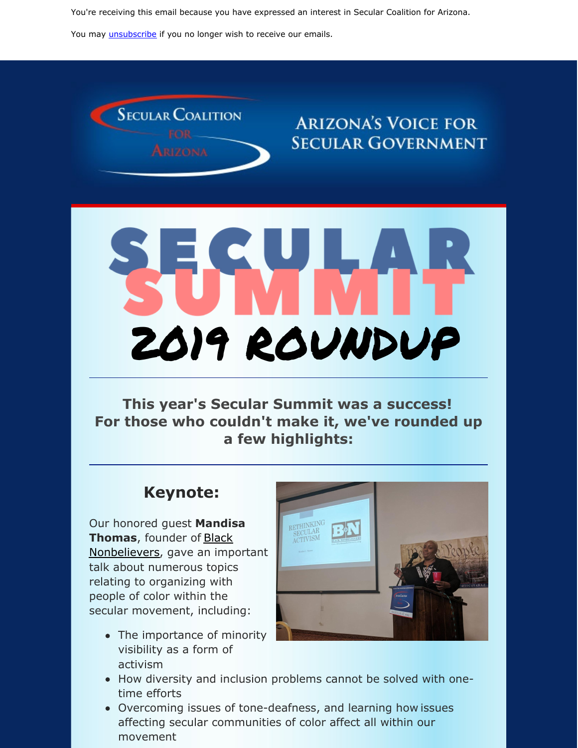You're receiving this email because you have expressed an interest in Secular Coalition for Arizona.

You may unsubscribe if you no longer wish to receive our emails.

Secular Coalition for Arizona

Arizona's Voice for Secular Government

# Secular Summit 2019 Roundup

---

### This year's Secular Summit was a success! For those who couldn't make it, we've rounded up a few highlights:

---

## Keynote:

Our honored guest **Mandisa Thomas**, founder of Black Nonbelievers, gave an important talk about numerous topics relating to organizing with people of color within the secular movement, including:

- The importance of minority visibility as a form of activism
- How diversity and inclusion problems cannot be solved with one-time efforts
- Overcoming issues of tone-deafness, and learning how issues affecting secular communities of color affect all within our movement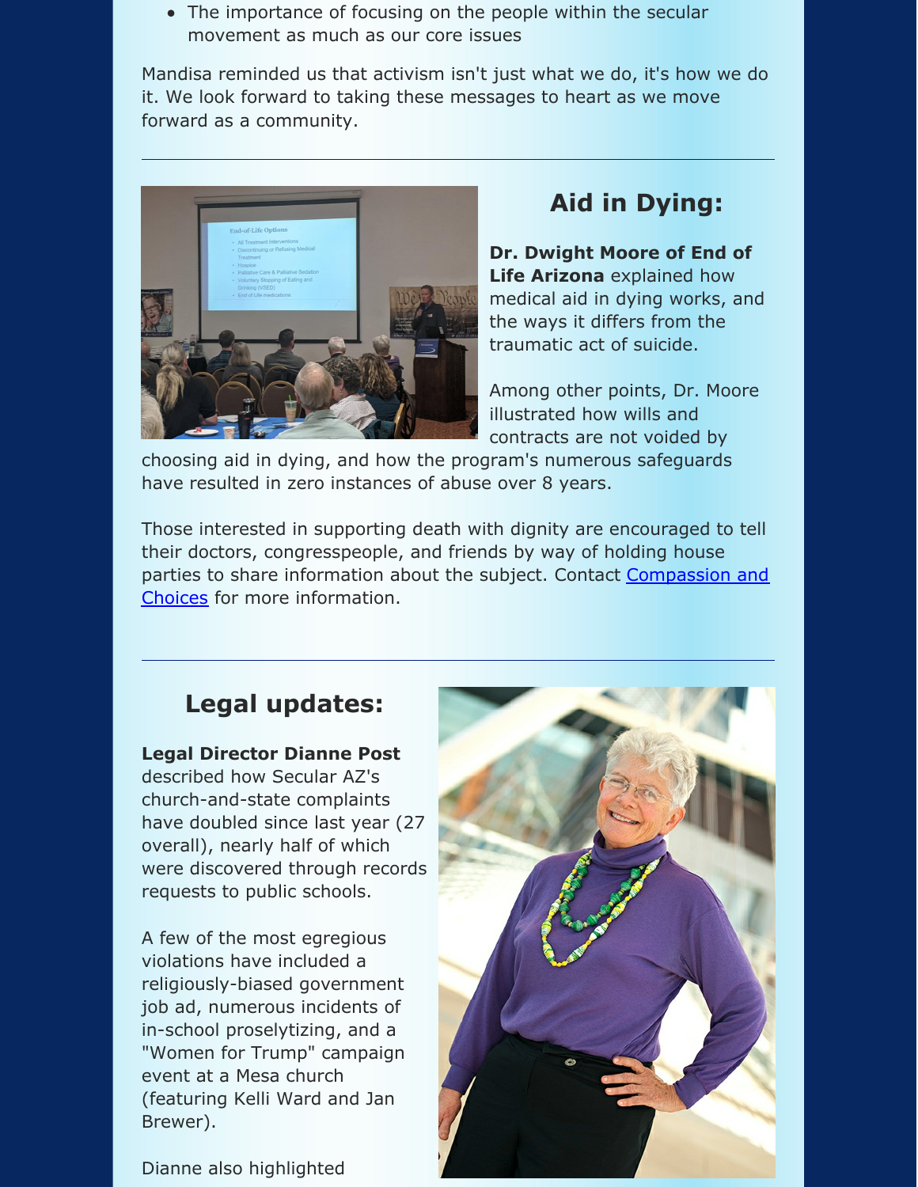- The importance of focusing on the people within the secular movement as much as our core issues

Mandisa reminded us that activism isn't just what we do, it's how we do it. We look forward to taking these messages to heart as we move forward as a community.

---

## Aid in Dying:

**Dr. Dwight Moore of End of Life Arizona** explained how medical aid in dying works, and the ways it differs from the traumatic act of suicide.

Among other points, Dr. Moore illustrated how wills and contracts are not voided by choosing aid in dying, and how the program's numerous safeguards have resulted in zero instances of abuse over 8 years.

Those interested in supporting death with dignity are encouraged to tell their doctors, congresspeople, and friends by way of holding house parties to share information about the subject. Contact Compassion and Choices for more information.

---

## Legal updates:

**Legal Director Dianne Post** described how Secular AZ's church-and-state complaints have doubled since last year (27 overall), nearly half of which were discovered through records requests to public schools.

A few of the most egregious violations have included a religiously-biased government job ad, numerous incidents of in-school proselytizing, and a "Women for Trump" campaign event at a Mesa church (featuring Kelli Ward and Jan Brewer).

Dianne also highlighted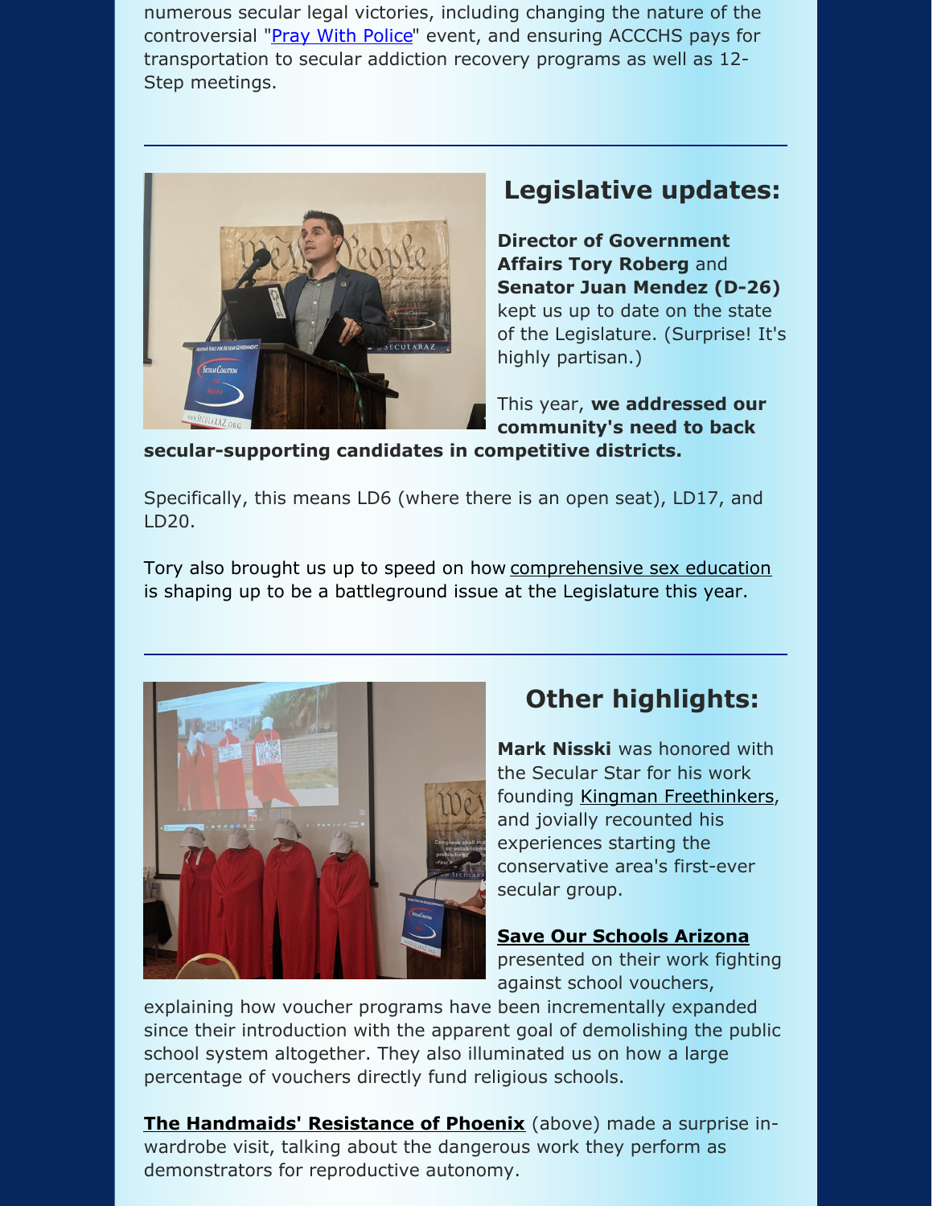numerous secular legal victories, including changing the nature of the controversial "Pray With Police" event, and ensuring ACCCHS pays for transportation to secular addiction recovery programs as well as 12-Step meetings.

---

## Legislative updates:

**Director of Government Affairs Tory Roberg** and **Senator Juan Mendez (D-26)** kept us up to date on the state of the Legislature. (Surprise! It's highly partisan.)

This year, **we addressed our community's need to back secular-supporting candidates in competitive districts.**

Specifically, this means LD6 (where there is an open seat), LD17, and LD20.

Tory also brought us up to speed on how comprehensive sex education is shaping up to be a battleground issue at the Legislature this year.

---

## Other highlights:

**Mark Nisski** was honored with the Secular Star for his work founding Kingman Freethinkers, and jovially recounted his experiences starting the conservative area's first-ever secular group.

**Save Our Schools Arizona** presented on their work fighting against school vouchers, explaining how voucher programs have been incrementally expanded since their introduction with the apparent goal of demolishing the public school system altogether. They also illuminated us on how a large percentage of vouchers directly fund religious schools.

**The Handmaids' Resistance of Phoenix** (above) made a surprise in-wardrobe visit, talking about the dangerous work they perform as demonstrators for reproductive autonomy.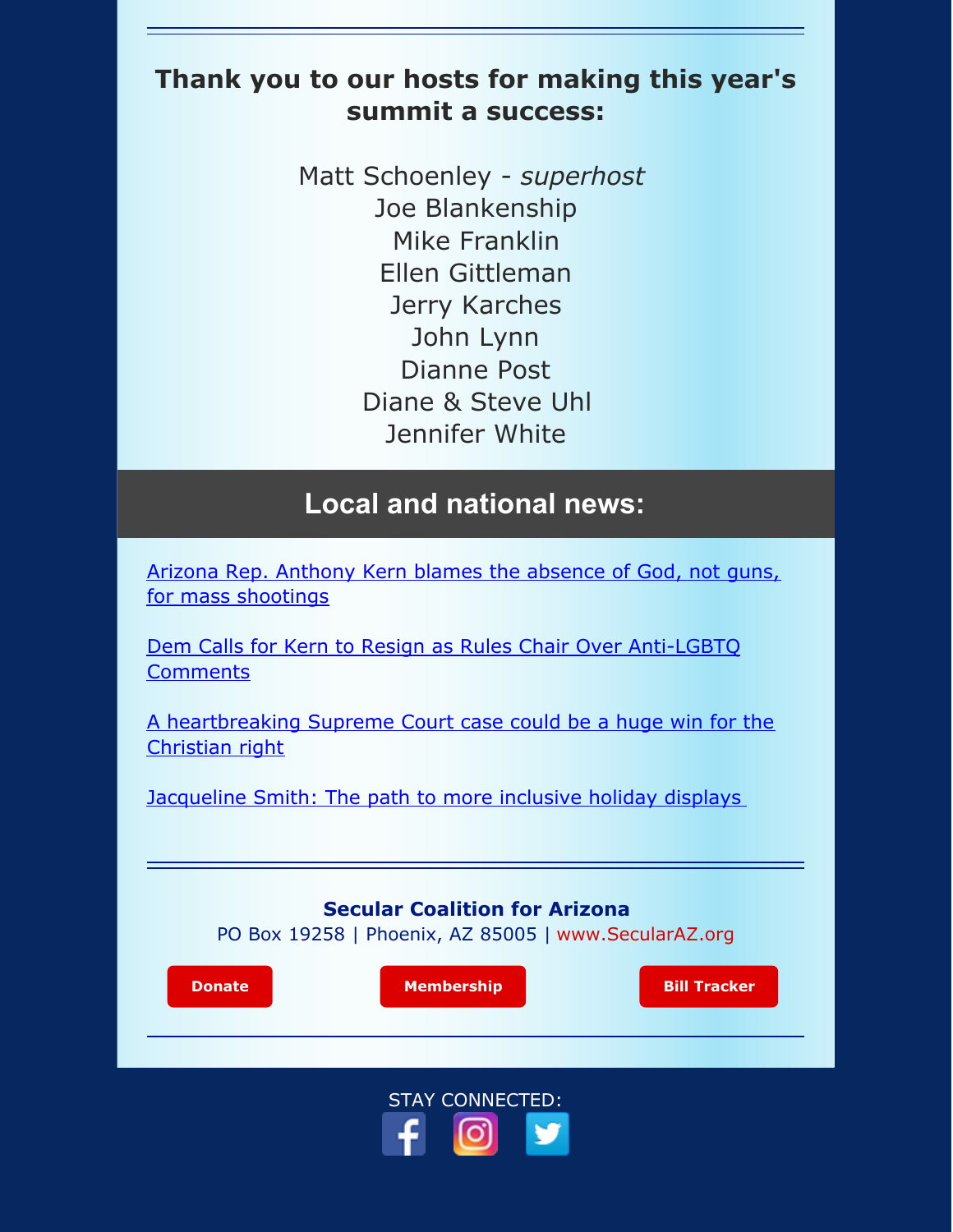## Thank you to our hosts for making this year's summit a success:

Matt Schoenley - *superhost*
Joe Blankenship
Mike Franklin
Ellen Gittleman
Jerry Karches
John Lynn
Dianne Post
Diane & Steve Uhl
Jennifer White

## Local and national news:

Arizona Rep. Anthony Kern blames the absence of God, not guns, for mass shootings

Dem Calls for Kern to Resign as Rules Chair Over Anti-LGBTQ Comments

A heartbreaking Supreme Court case could be a huge win for the Christian right

Jacqueline Smith: The path to more inclusive holiday displays

**Secular Coalition for Arizona**
PO Box 19258 | Phoenix, AZ 85005 | www.SecularAZ.org

Donate | Membership | Bill Tracker

STAY CONNECTED: